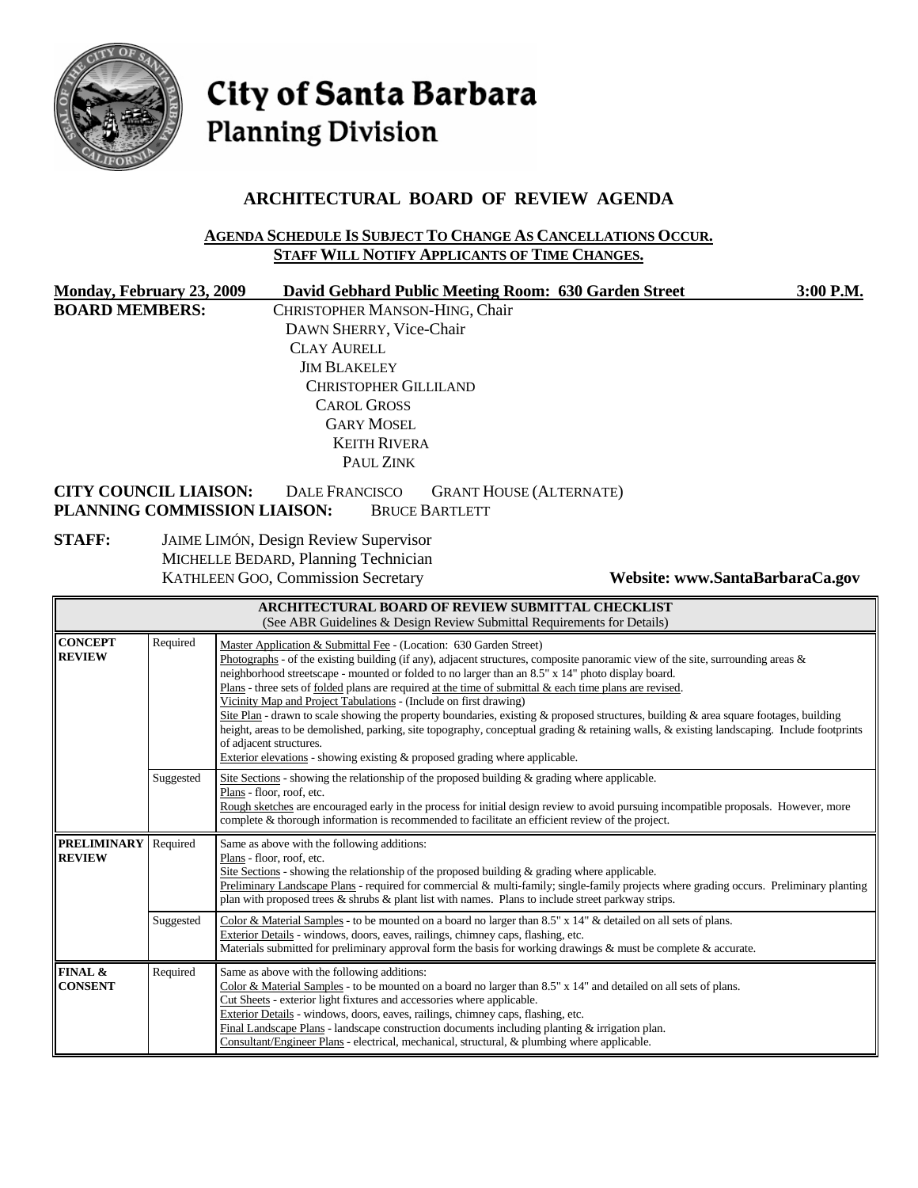# City of Santa Barbara
## Planning Division

## ARCHITECTURAL BOARD OF REVIEW AGENDA

**AGENDA SCHEDULE IS SUBJECT TO CHANGE AS CANCELLATIONS OCCUR.**
**STAFF WILL NOTIFY APPLICANTS OF TIME CHANGES.**

**Monday, February 23, 2009** **David Gebhard Public Meeting Room: 630 Garden Street** **3:00 P.M.**

**BOARD MEMBERS:**
CHRISTOPHER MANSON-HING, Chair
DAWN SHERRY, Vice-Chair
CLAY AURELL
JIM BLAKELEY
CHRISTOPHER GILLILAND
CAROL GROSS
GARY MOSEL
KEITH RIVERA
PAUL ZINK

**CITY COUNCIL LIAISON:** DALE FRANCISCO GRANT HOUSE (ALTERNATE)
**PLANNING COMMISSION LIAISON:** BRUCE BARTLETT

**STAFF:**
JAIME LIMÓN, Design Review Supervisor
MICHELLE BEDARD, Planning Technician
KATHLEEN GOO, Commission Secretary

**Website: www.SantaBarbaraCa.gov**

| **ARCHITECTURAL BOARD OF REVIEW SUBMITTAL CHECKLIST** (See ABR Guidelines & Design Review Submittal Requirements for Details) | | |
|---|---|---|
| **CONCEPT REVIEW** | Required | Master Application & Submittal Fee - (Location: 630 Garden Street)<br>Photographs - of the existing building (if any), adjacent structures, composite panoramic view of the site, surrounding areas & neighborhood streetscape - mounted or folded to no larger than an 8.5" x 14" photo display board.<br>Plans - three sets of folded plans are required at the time of submittal & each time plans are revised.<br>Vicinity Map and Project Tabulations - (Include on first drawing)<br>Site Plan - drawn to scale showing the property boundaries, existing & proposed structures, building & area square footages, building height, areas to be demolished, parking, site topography, conceptual grading & retaining walls, & existing landscaping. Include footprints of adjacent structures.<br>Exterior elevations - showing existing & proposed grading where applicable. |
| | Suggested | Site Sections - showing the relationship of the proposed building & grading where applicable.<br>Plans - floor, roof, etc.<br>Rough sketches are encouraged early in the process for initial design review to avoid pursuing incompatible proposals. However, more complete & thorough information is recommended to facilitate an efficient review of the project. |
| **PRELIMINARY REVIEW** | Required | Same as above with the following additions:<br>Plans - floor, roof, etc.<br>Site Sections - showing the relationship of the proposed building & grading where applicable.<br>Preliminary Landscape Plans - required for commercial & multi-family; single-family projects where grading occurs. Preliminary planting plan with proposed trees & shrubs & plant list with names. Plans to include street parkway strips. |
| | Suggested | Color & Material Samples - to be mounted on a board no larger than 8.5" x 14" & detailed on all sets of plans.<br>Exterior Details - windows, doors, eaves, railings, chimney caps, flashing, etc.<br>Materials submitted for preliminary approval form the basis for working drawings & must be complete & accurate. |
| **FINAL & CONSENT** | Required | Same as above with the following additions:<br>Color & Material Samples - to be mounted on a board no larger than 8.5" x 14" and detailed on all sets of plans.<br>Cut Sheets - exterior light fixtures and accessories where applicable.<br>Exterior Details - windows, doors, eaves, railings, chimney caps, flashing, etc.<br>Final Landscape Plans - landscape construction documents including planting & irrigation plan.<br>Consultant/Engineer Plans - electrical, mechanical, structural, & plumbing where applicable. |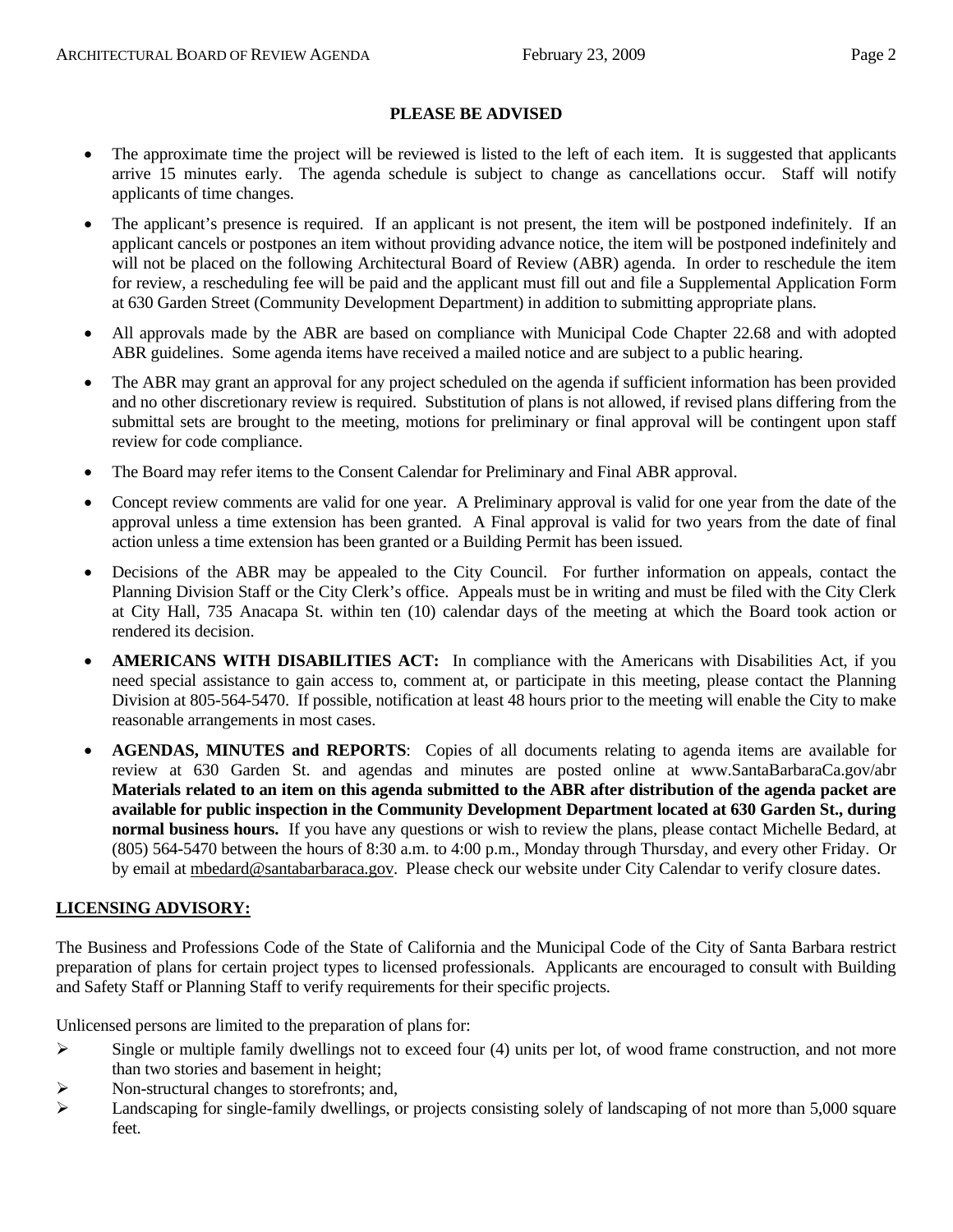## PLEASE BE ADVISED

- The approximate time the project will be reviewed is listed to the left of each item. It is suggested that applicants arrive 15 minutes early. The agenda schedule is subject to change as cancellations occur. Staff will notify applicants of time changes.
- The applicant's presence is required. If an applicant is not present, the item will be postponed indefinitely. If an applicant cancels or postpones an item without providing advance notice, the item will be postponed indefinitely and will not be placed on the following Architectural Board of Review (ABR) agenda. In order to reschedule the item for review, a rescheduling fee will be paid and the applicant must fill out and file a Supplemental Application Form at 630 Garden Street (Community Development Department) in addition to submitting appropriate plans.
- All approvals made by the ABR are based on compliance with Municipal Code Chapter 22.68 and with adopted ABR guidelines. Some agenda items have received a mailed notice and are subject to a public hearing.
- The ABR may grant an approval for any project scheduled on the agenda if sufficient information has been provided and no other discretionary review is required. Substitution of plans is not allowed, if revised plans differing from the submittal sets are brought to the meeting, motions for preliminary or final approval will be contingent upon staff review for code compliance.
- The Board may refer items to the Consent Calendar for Preliminary and Final ABR approval.
- Concept review comments are valid for one year. A Preliminary approval is valid for one year from the date of the approval unless a time extension has been granted. A Final approval is valid for two years from the date of final action unless a time extension has been granted or a Building Permit has been issued.
- Decisions of the ABR may be appealed to the City Council. For further information on appeals, contact the Planning Division Staff or the City Clerk's office. Appeals must be in writing and must be filed with the City Clerk at City Hall, 735 Anacapa St. within ten (10) calendar days of the meeting at which the Board took action or rendered its decision.
- **AMERICANS WITH DISABILITIES ACT:** In compliance with the Americans with Disabilities Act, if you need special assistance to gain access to, comment at, or participate in this meeting, please contact the Planning Division at 805-564-5470. If possible, notification at least 48 hours prior to the meeting will enable the City to make reasonable arrangements in most cases.
- **AGENDAS, MINUTES and REPORTS**: Copies of all documents relating to agenda items are available for review at 630 Garden St. and agendas and minutes are posted online at www.SantaBarbaraCa.gov/abr **Materials related to an item on this agenda submitted to the ABR after distribution of the agenda packet are available for public inspection in the Community Development Department located at 630 Garden St., during normal business hours.** If you have any questions or wish to review the plans, please contact Michelle Bedard, at (805) 564-5470 between the hours of 8:30 a.m. to 4:00 p.m., Monday through Thursday, and every other Friday. Or by email at mbedard@santabarbaraca.gov. Please check our website under City Calendar to verify closure dates.

## LICENSING ADVISORY:

The Business and Professions Code of the State of California and the Municipal Code of the City of Santa Barbara restrict preparation of plans for certain project types to licensed professionals. Applicants are encouraged to consult with Building and Safety Staff or Planning Staff to verify requirements for their specific projects.

Unlicensed persons are limited to the preparation of plans for:

- Single or multiple family dwellings not to exceed four (4) units per lot, of wood frame construction, and not more than two stories and basement in height;
- Non-structural changes to storefronts; and,
- Landscaping for single-family dwellings, or projects consisting solely of landscaping of not more than 5,000 square feet.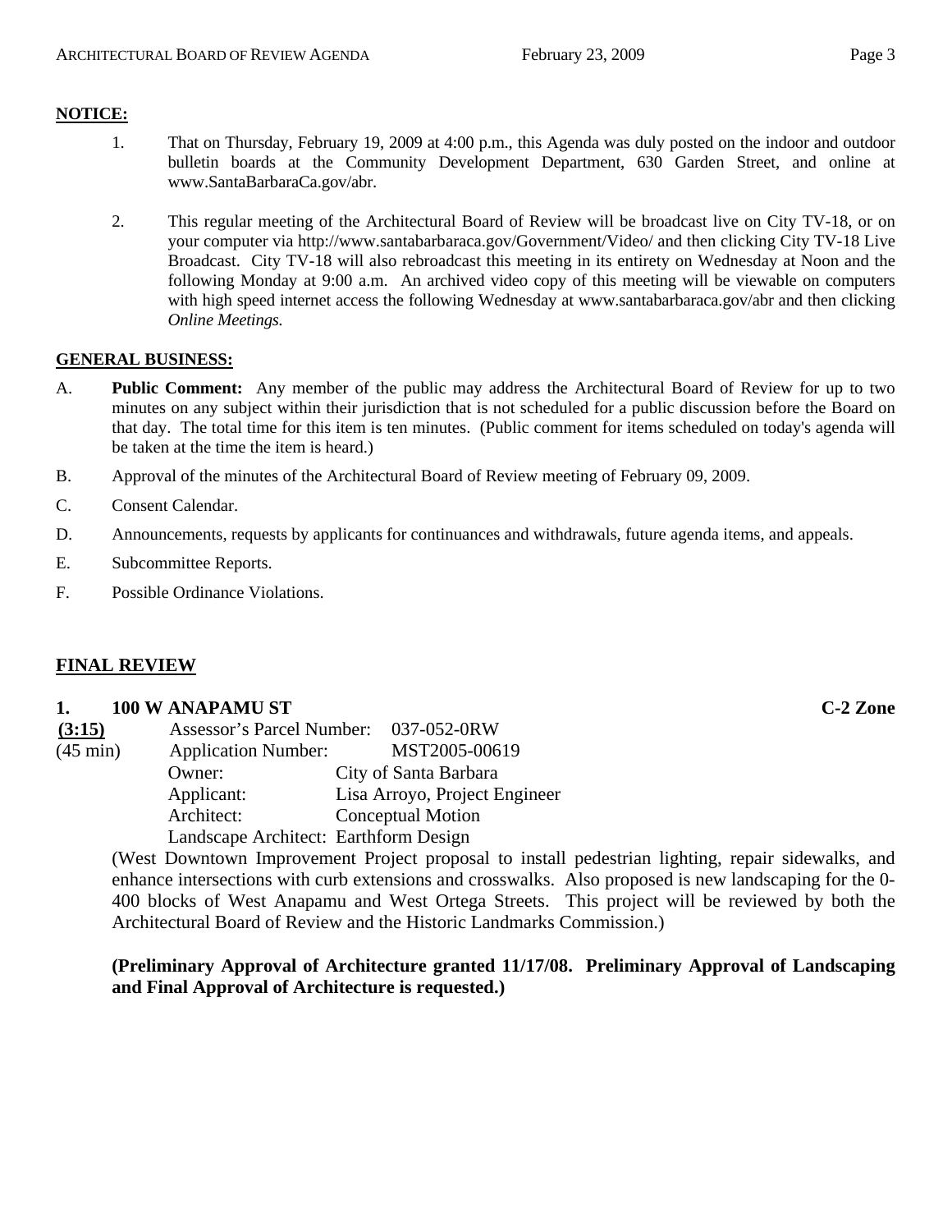**NOTICE:**

1. That on Thursday, February 19, 2009 at 4:00 p.m., this Agenda was duly posted on the indoor and outdoor bulletin boards at the Community Development Department, 630 Garden Street, and online at www.SantaBarbaraCa.gov/abr.

2. This regular meeting of the Architectural Board of Review will be broadcast live on City TV-18, or on your computer via http://www.santabarbaraca.gov/Government/Video/ and then clicking City TV-18 Live Broadcast. City TV-18 will also rebroadcast this meeting in its entirety on Wednesday at Noon and the following Monday at 9:00 a.m. An archived video copy of this meeting will be viewable on computers with high speed internet access the following Wednesday at www.santabarbaraca.gov/abr and then clicking *Online Meetings.*

**GENERAL BUSINESS:**

A. **Public Comment:** Any member of the public may address the Architectural Board of Review for up to two minutes on any subject within their jurisdiction that is not scheduled for a public discussion before the Board on that day. The total time for this item is ten minutes. (Public comment for items scheduled on today's agenda will be taken at the time the item is heard.)

B. Approval of the minutes of the Architectural Board of Review meeting of February 09, 2009.

C. Consent Calendar.

D. Announcements, requests by applicants for continuances and withdrawals, future agenda items, and appeals.

E. Subcommittee Reports.

F. Possible Ordinance Violations.

## FINAL REVIEW

**1. 100 W ANAPAMU ST** **C-2 Zone**

**(3:15)** Assessor's Parcel Number: 037-052-0RW
(45 min) Application Number: MST2005-00619
Owner: City of Santa Barbara
Applicant: Lisa Arroyo, Project Engineer
Architect: Conceptual Motion
Landscape Architect: Earthform Design

(West Downtown Improvement Project proposal to install pedestrian lighting, repair sidewalks, and enhance intersections with curb extensions and crosswalks. Also proposed is new landscaping for the 0-400 blocks of West Anapamu and West Ortega Streets. This project will be reviewed by both the Architectural Board of Review and the Historic Landmarks Commission.)

**(Preliminary Approval of Architecture granted 11/17/08. Preliminary Approval of Landscaping and Final Approval of Architecture is requested.)**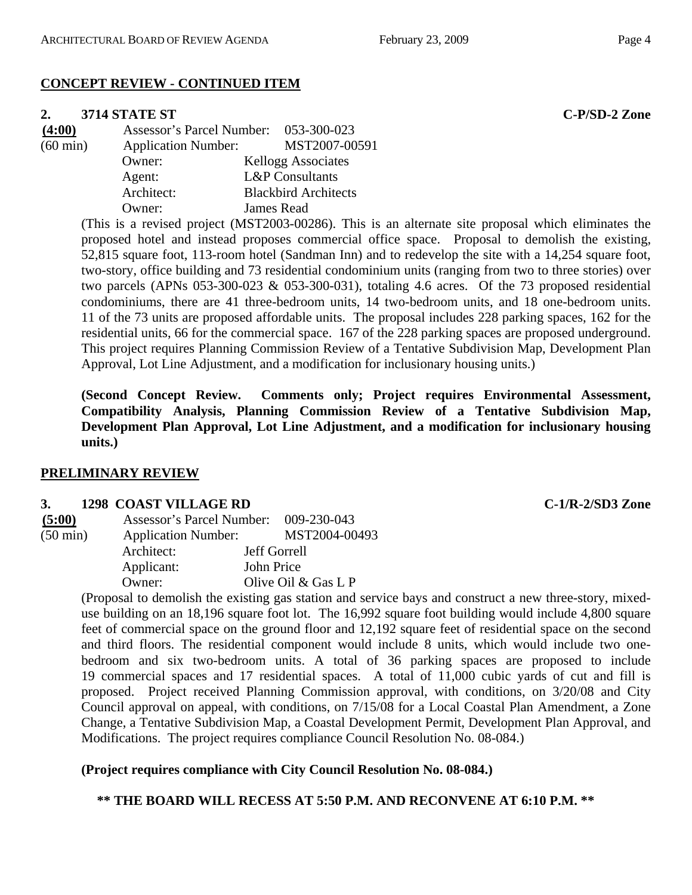## CONCEPT REVIEW - CONTINUED ITEM

**2. 3714 STATE ST** **C-P/SD-2 Zone**

**(4:00)** Assessor's Parcel Number: 053-300-023
(60 min) Application Number: MST2007-00591
Owner: Kellogg Associates
Agent: L&P Consultants
Architect: Blackbird Architects
Owner: James Read

(This is a revised project (MST2003-00286). This is an alternate site proposal which eliminates the proposed hotel and instead proposes commercial office space. Proposal to demolish the existing, 52,815 square foot, 113-room hotel (Sandman Inn) and to redevelop the site with a 14,254 square foot, two-story, office building and 73 residential condominium units (ranging from two to three stories) over two parcels (APNs 053-300-023 & 053-300-031), totaling 4.6 acres. Of the 73 proposed residential condominiums, there are 41 three-bedroom units, 14 two-bedroom units, and 18 one-bedroom units. 11 of the 73 units are proposed affordable units. The proposal includes 228 parking spaces, 162 for the residential units, 66 for the commercial space. 167 of the 228 parking spaces are proposed underground. This project requires Planning Commission Review of a Tentative Subdivision Map, Development Plan Approval, Lot Line Adjustment, and a modification for inclusionary housing units.)

**(Second Concept Review. Comments only; Project requires Environmental Assessment, Compatibility Analysis, Planning Commission Review of a Tentative Subdivision Map, Development Plan Approval, Lot Line Adjustment, and a modification for inclusionary housing units.)**

## PRELIMINARY REVIEW

**3. 1298 COAST VILLAGE RD** **C-1/R-2/SD3 Zone**

**(5:00)** Assessor's Parcel Number: 009-230-043
(50 min) Application Number: MST2004-00493
Architect: Jeff Gorrell
Applicant: John Price
Owner: Olive Oil & Gas L P

(Proposal to demolish the existing gas station and service bays and construct a new three-story, mixed-use building on an 18,196 square foot lot. The 16,992 square foot building would include 4,800 square feet of commercial space on the ground floor and 12,192 square feet of residential space on the second and third floors. The residential component would include 8 units, which would include two one-bedroom and six two-bedroom units. A total of 36 parking spaces are proposed to include 19 commercial spaces and 17 residential spaces. A total of 11,000 cubic yards of cut and fill is proposed. Project received Planning Commission approval, with conditions, on 3/20/08 and City Council approval on appeal, with conditions, on 7/15/08 for a Local Coastal Plan Amendment, a Zone Change, a Tentative Subdivision Map, a Coastal Development Permit, Development Plan Approval, and Modifications. The project requires compliance Council Resolution No. 08-084.)

**(Project requires compliance with City Council Resolution No. 08-084.)**

**\*\* THE BOARD WILL RECESS AT 5:50 P.M. AND RECONVENE AT 6:10 P.M. \*\***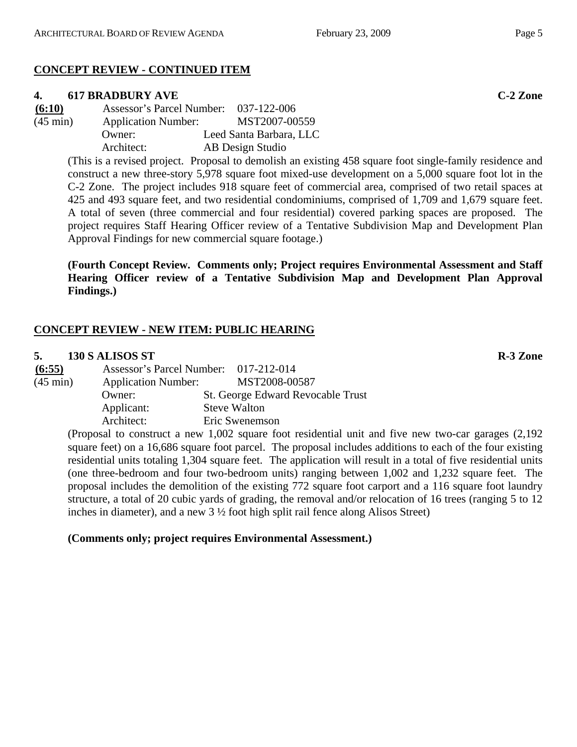## CONCEPT REVIEW - CONTINUED ITEM

**4. 617 BRADBURY AVE** **C-2 Zone**

**(6:10)** Assessor's Parcel Number: 037-122-006
(45 min) Application Number: MST2007-00559
Owner: Leed Santa Barbara, LLC
Architect: AB Design Studio

(This is a revised project. Proposal to demolish an existing 458 square foot single-family residence and construct a new three-story 5,978 square foot mixed-use development on a 5,000 square foot lot in the C-2 Zone. The project includes 918 square feet of commercial area, comprised of two retail spaces at 425 and 493 square feet, and two residential condominiums, comprised of 1,709 and 1,679 square feet. A total of seven (three commercial and four residential) covered parking spaces are proposed. The project requires Staff Hearing Officer review of a Tentative Subdivision Map and Development Plan Approval Findings for new commercial square footage.)

**(Fourth Concept Review. Comments only; Project requires Environmental Assessment and Staff Hearing Officer review of a Tentative Subdivision Map and Development Plan Approval Findings.)**

## CONCEPT REVIEW - NEW ITEM: PUBLIC HEARING

**5. 130 S ALISOS ST** **R-3 Zone**

**(6:55)** Assessor's Parcel Number: 017-212-014
(45 min) Application Number: MST2008-00587
Owner: St. George Edward Revocable Trust
Applicant: Steve Walton
Architect: Eric Swenemson

(Proposal to construct a new 1,002 square foot residential unit and five new two-car garages (2,192 square feet) on a 16,686 square foot parcel. The proposal includes additions to each of the four existing residential units totaling 1,304 square feet. The application will result in a total of five residential units (one three-bedroom and four two-bedroom units) ranging between 1,002 and 1,232 square feet. The proposal includes the demolition of the existing 772 square foot carport and a 116 square foot laundry structure, a total of 20 cubic yards of grading, the removal and/or relocation of 16 trees (ranging 5 to 12 inches in diameter), and a new 3 ½ foot high split rail fence along Alisos Street)

**(Comments only; project requires Environmental Assessment.)**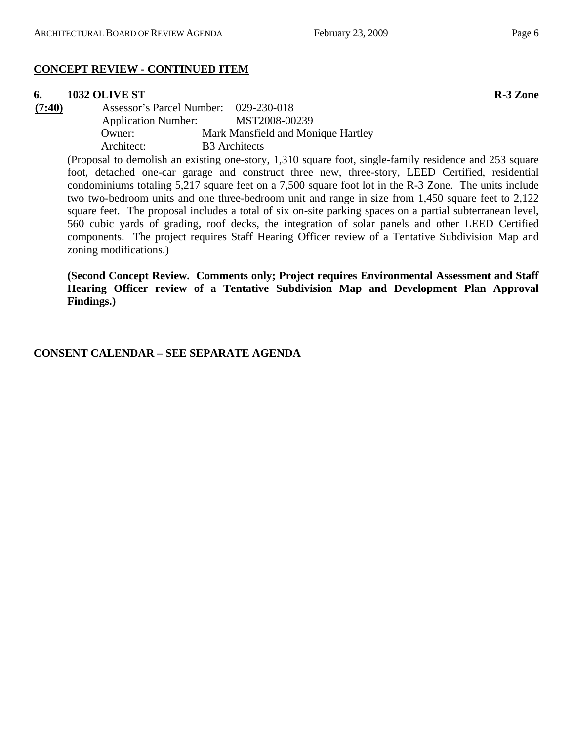## CONCEPT REVIEW - CONTINUED ITEM

**6. 1032 OLIVE ST** **R-3 Zone**

**(7:40)**
Assessor's Parcel Number: 029-230-018
Application Number: MST2008-00239
Owner: Mark Mansfield and Monique Hartley
Architect: B3 Architects

(Proposal to demolish an existing one-story, 1,310 square foot, single-family residence and 253 square foot, detached one-car garage and construct three new, three-story, LEED Certified, residential condominiums totaling 5,217 square feet on a 7,500 square foot lot in the R-3 Zone. The units include two two-bedroom units and one three-bedroom unit and range in size from 1,450 square feet to 2,122 square feet. The proposal includes a total of six on-site parking spaces on a partial subterranean level, 560 cubic yards of grading, roof decks, the integration of solar panels and other LEED Certified components. The project requires Staff Hearing Officer review of a Tentative Subdivision Map and zoning modifications.)

**(Second Concept Review. Comments only; Project requires Environmental Assessment and Staff Hearing Officer review of a Tentative Subdivision Map and Development Plan Approval Findings.)**

**CONSENT CALENDAR – SEE SEPARATE AGENDA**